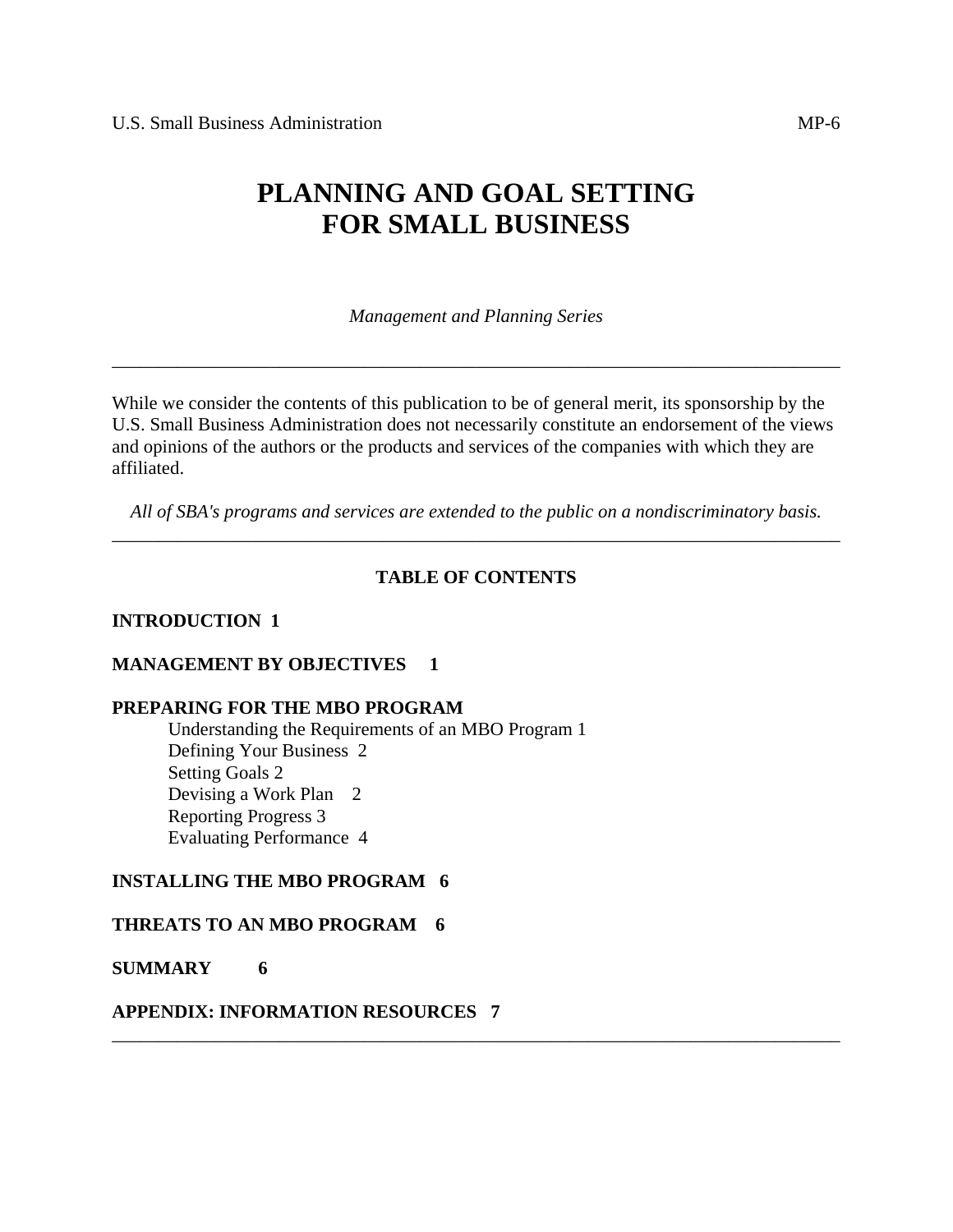U.S. Small Business Administration MP-6

# PLANNING AND GOAL SETTING FOR SMALL BUSINESS

*Management and Planning Series*

---

While we consider the contents of this publication to be of general merit, its sponsorship by the U.S. Small Business Administration does not necessarily constitute an endorsement of the views and opinions of the authors or the products and services of the companies with which they are affiliated.

*All of SBA's programs and services are extended to the public on a nondiscriminatory basis.*

---

## TABLE OF CONTENTS

**INTRODUCTION 1**

**MANAGEMENT BY OBJECTIVES 1**

**PREPARING FOR THE MBO PROGRAM**

- Understanding the Requirements of an MBO Program 1
- Defining Your Business 2
- Setting Goals 2
- Devising a Work Plan 2
- Reporting Progress 3
- Evaluating Performance 4

**INSTALLING THE MBO PROGRAM 6**

**THREATS TO AN MBO PROGRAM 6**

**SUMMARY 6**

**APPENDIX: INFORMATION RESOURCES 7**

---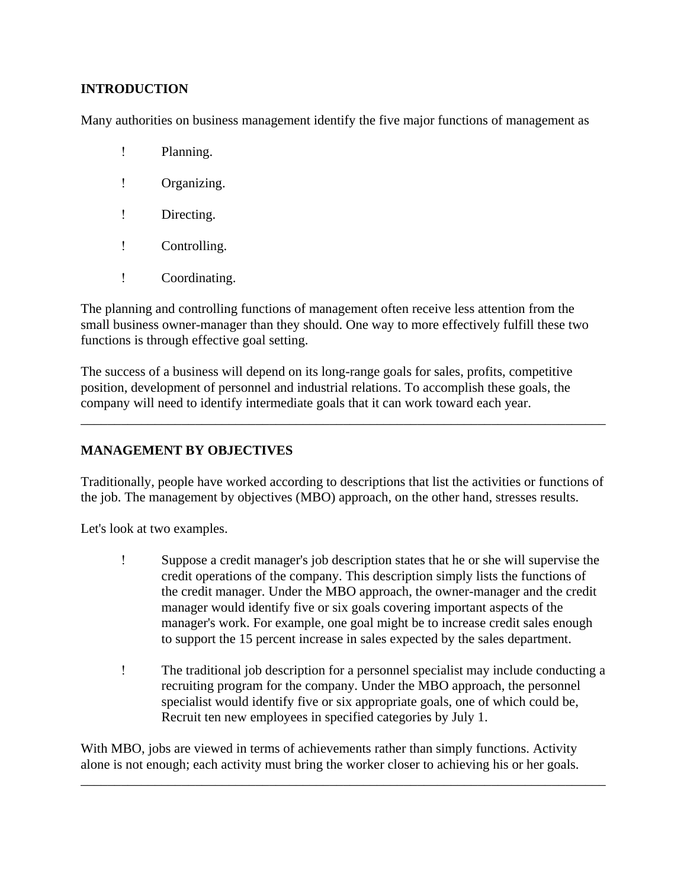## INTRODUCTION

Many authorities on business management identify the five major functions of management as

- Planning.
- Organizing.
- Directing.
- Controlling.
- Coordinating.

The planning and controlling functions of management often receive less attention from the small business owner-manager than they should. One way to more effectively fulfill these two functions is through effective goal setting.

The success of a business will depend on its long-range goals for sales, profits, competitive position, development of personnel and industrial relations. To accomplish these goals, the company will need to identify intermediate goals that it can work toward each year.

---

## MANAGEMENT BY OBJECTIVES

Traditionally, people have worked according to descriptions that list the activities or functions of the job. The management by objectives (MBO) approach, on the other hand, stresses results.

Let's look at two examples.

- Suppose a credit manager's job description states that he or she will supervise the credit operations of the company. This description simply lists the functions of the credit manager. Under the MBO approach, the owner-manager and the credit manager would identify five or six goals covering important aspects of the manager's work. For example, one goal might be to increase credit sales enough to support the 15 percent increase in sales expected by the sales department.

- The traditional job description for a personnel specialist may include conducting a recruiting program for the company. Under the MBO approach, the personnel specialist would identify five or six appropriate goals, one of which could be, Recruit ten new employees in specified categories by July 1.

With MBO, jobs are viewed in terms of achievements rather than simply functions. Activity alone is not enough; each activity must bring the worker closer to achieving his or her goals.

---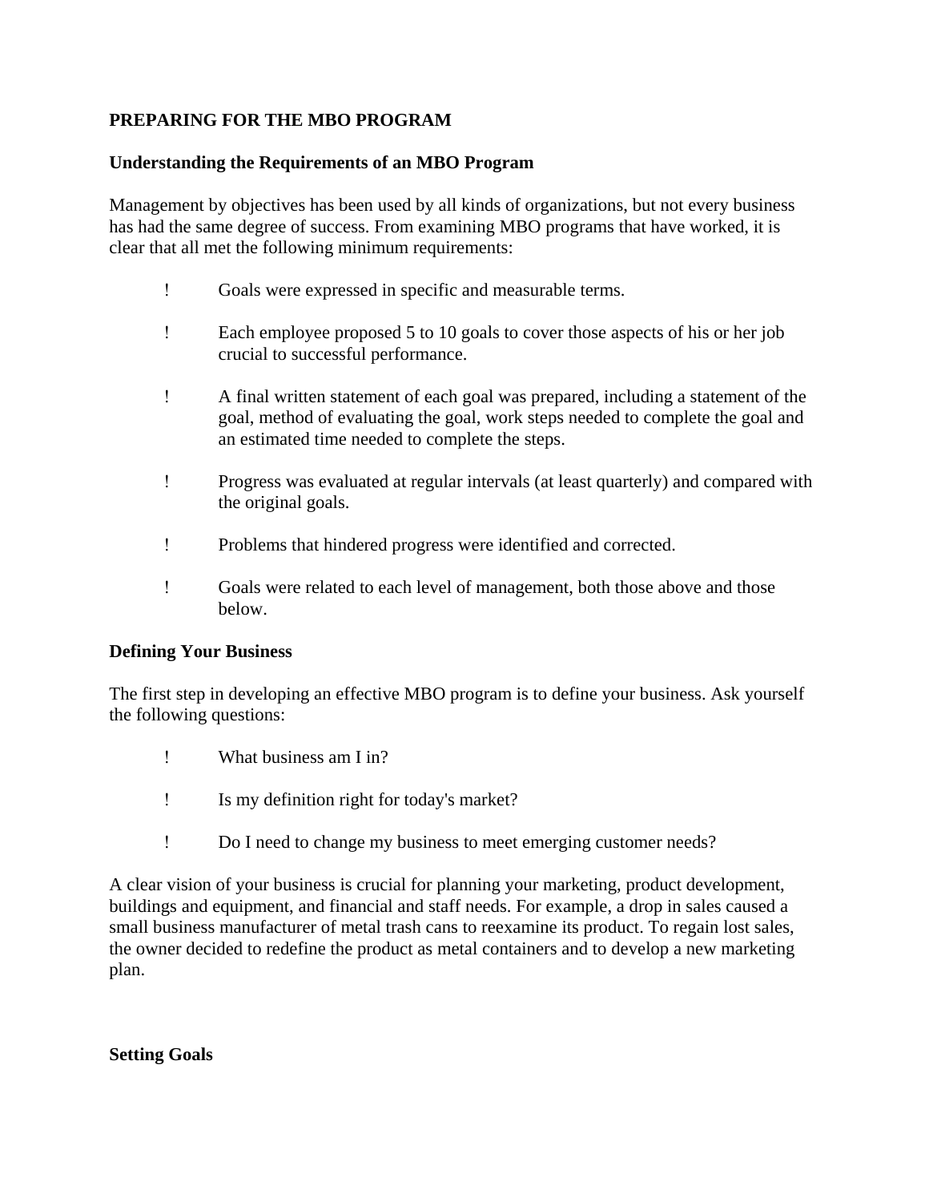## PREPARING FOR THE MBO PROGRAM

### Understanding the Requirements of an MBO Program

Management by objectives has been used by all kinds of organizations, but not every business has had the same degree of success. From examining MBO programs that have worked, it is clear that all met the following minimum requirements:

- Goals were expressed in specific and measurable terms.
- Each employee proposed 5 to 10 goals to cover those aspects of his or her job crucial to successful performance.
- A final written statement of each goal was prepared, including a statement of the goal, method of evaluating the goal, work steps needed to complete the goal and an estimated time needed to complete the steps.
- Progress was evaluated at regular intervals (at least quarterly) and compared with the original goals.
- Problems that hindered progress were identified and corrected.
- Goals were related to each level of management, both those above and those below.

### Defining Your Business

The first step in developing an effective MBO program is to define your business. Ask yourself the following questions:

- What business am I in?
- Is my definition right for today's market?
- Do I need to change my business to meet emerging customer needs?

A clear vision of your business is crucial for planning your marketing, product development, buildings and equipment, and financial and staff needs. For example, a drop in sales caused a small business manufacturer of metal trash cans to reexamine its product. To regain lost sales, the owner decided to redefine the product as metal containers and to develop a new marketing plan.

### Setting Goals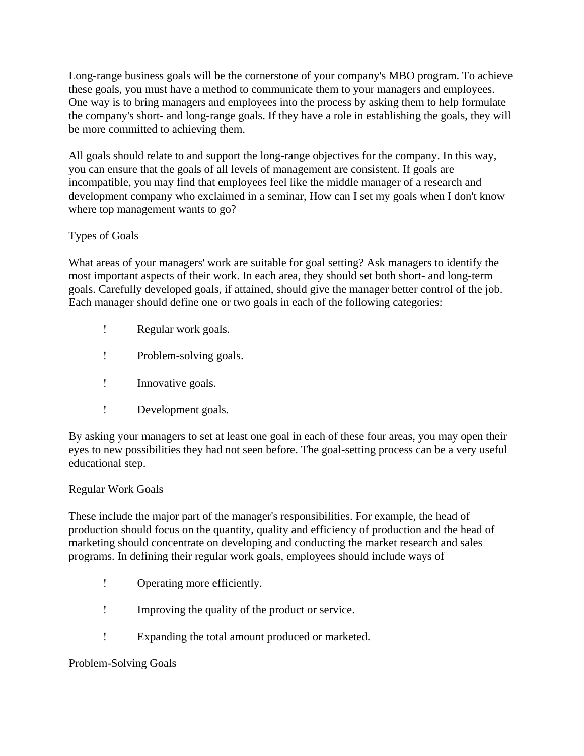Long-range business goals will be the cornerstone of your company's MBO program. To achieve these goals, you must have a method to communicate them to your managers and employees. One way is to bring managers and employees into the process by asking them to help formulate the company's short- and long-range goals. If they have a role in establishing the goals, they will be more committed to achieving them.

All goals should relate to and support the long-range objectives for the company. In this way, you can ensure that the goals of all levels of management are consistent. If goals are incompatible, you may find that employees feel like the middle manager of a research and development company who exclaimed in a seminar, How can I set my goals when I don't know where top management wants to go?

## Types of Goals

What areas of your managers' work are suitable for goal setting? Ask managers to identify the most important aspects of their work. In each area, they should set both short- and long-term goals. Carefully developed goals, if attained, should give the manager better control of the job. Each manager should define one or two goals in each of the following categories:

- Regular work goals.
- Problem-solving goals.
- Innovative goals.
- Development goals.

By asking your managers to set at least one goal in each of these four areas, you may open their eyes to new possibilities they had not seen before. The goal-setting process can be a very useful educational step.

## Regular Work Goals

These include the major part of the manager's responsibilities. For example, the head of production should focus on the quantity, quality and efficiency of production and the head of marketing should concentrate on developing and conducting the market research and sales programs. In defining their regular work goals, employees should include ways of

- Operating more efficiently.
- Improving the quality of the product or service.
- Expanding the total amount produced or marketed.

## Problem-Solving Goals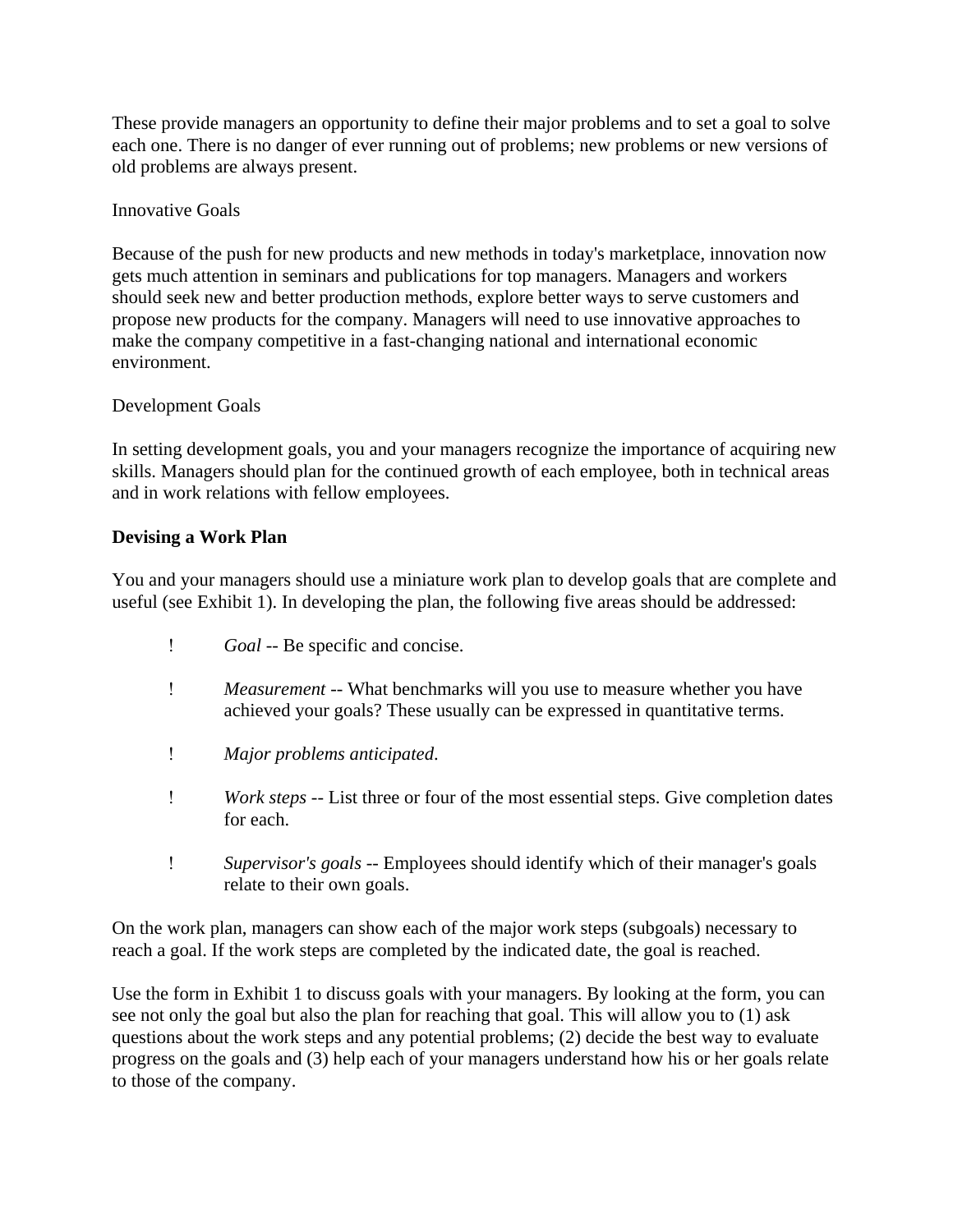These provide managers an opportunity to define their major problems and to set a goal to solve each one. There is no danger of ever running out of problems; new problems or new versions of old problems are always present.

Innovative Goals

Because of the push for new products and new methods in today's marketplace, innovation now gets much attention in seminars and publications for top managers. Managers and workers should seek new and better production methods, explore better ways to serve customers and propose new products for the company. Managers will need to use innovative approaches to make the company competitive in a fast-changing national and international economic environment.

Development Goals

In setting development goals, you and your managers recognize the importance of acquiring new skills. Managers should plan for the continued growth of each employee, both in technical areas and in work relations with fellow employees.

**Devising a Work Plan**

You and your managers should use a miniature work plan to develop goals that are complete and useful (see Exhibit 1). In developing the plan, the following five areas should be addressed:

- *Goal* -- Be specific and concise.
- *Measurement* -- What benchmarks will you use to measure whether you have achieved your goals? These usually can be expressed in quantitative terms.
- *Major problems anticipated*.
- *Work steps* -- List three or four of the most essential steps. Give completion dates for each.
- *Supervisor's goals* -- Employees should identify which of their manager's goals relate to their own goals.

On the work plan, managers can show each of the major work steps (subgoals) necessary to reach a goal. If the work steps are completed by the indicated date, the goal is reached.

Use the form in Exhibit 1 to discuss goals with your managers. By looking at the form, you can see not only the goal but also the plan for reaching that goal. This will allow you to (1) ask questions about the work steps and any potential problems; (2) decide the best way to evaluate progress on the goals and (3) help each of your managers understand how his or her goals relate to those of the company.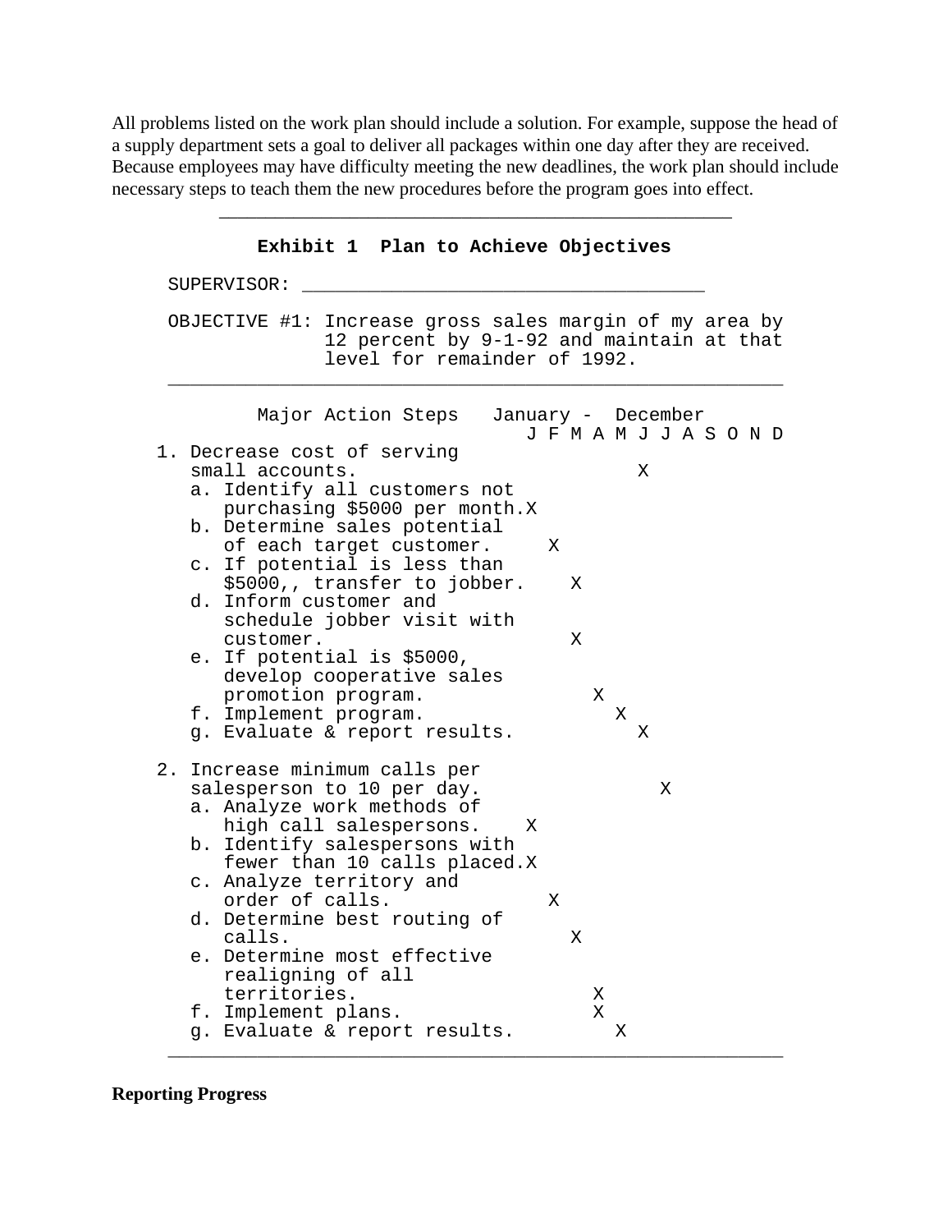All problems listed on the work plan should include a solution. For example, suppose the head of a supply department sets a goal to deliver all packages within one day after they are received. Because employees may have difficulty meeting the new deadlines, the work plan should include necessary steps to teach them the new procedures before the program goes into effect.

---

**Exhibit 1 Plan to Achieve Objectives**

SUPERVISOR: ______________________________________

OBJECTIVE #1: Increase gross sales margin of my area by 12 percent by 9-1-92 and maintain at that level for remainder of 1992.

| Major Action Steps (January - December) | J | F | M | A | M | J | J | A | S | O | N | D |
|---|---|---|---|---|---|---|---|---|---|---|---|---|
| 1. Decrease cost of serving small accounts. | | | | | | X | | | | | | |
| a. Identify all customers not purchasing $5000 per month. | X | | | | | | | | | | | |
| b. Determine sales potential of each target customer. | | X | | | | | | | | | | |
| c. If potential is less than $5000,, transfer to jobber. | | | X | | | | | | | | | |
| d. Inform customer and schedule jobber visit with customer. | | | X | | | | | | | | | |
| e. If potential is $5000, develop cooperative sales promotion program. | | | | X | | | | | | | | |
| f. Implement program. | | | | | X | | | | | | | |
| g. Evaluate & report results. | | | | | | X | | | | | | |
| 2. Increase minimum calls per salesperson to 10 per day. | | | | | | | X | | | | | |
| a. Analyze work methods of high call salespersons. | X | | | | | | | | | | | |
| b. Identify salespersons with fewer than 10 calls placed. | X | | | | | | | | | | | |
| c. Analyze territory and order of calls. | | X | | | | | | | | | | |
| d. Determine best routing of calls. | | | X | | | | | | | | | |
| e. Determine most effective realigning of all territories. | | | | X | | | | | | | | |
| f. Implement plans. | | | | X | | | | | | | | |
| g. Evaluate & report results. | | | | | X | | | | | | | |

---

**Reporting Progress**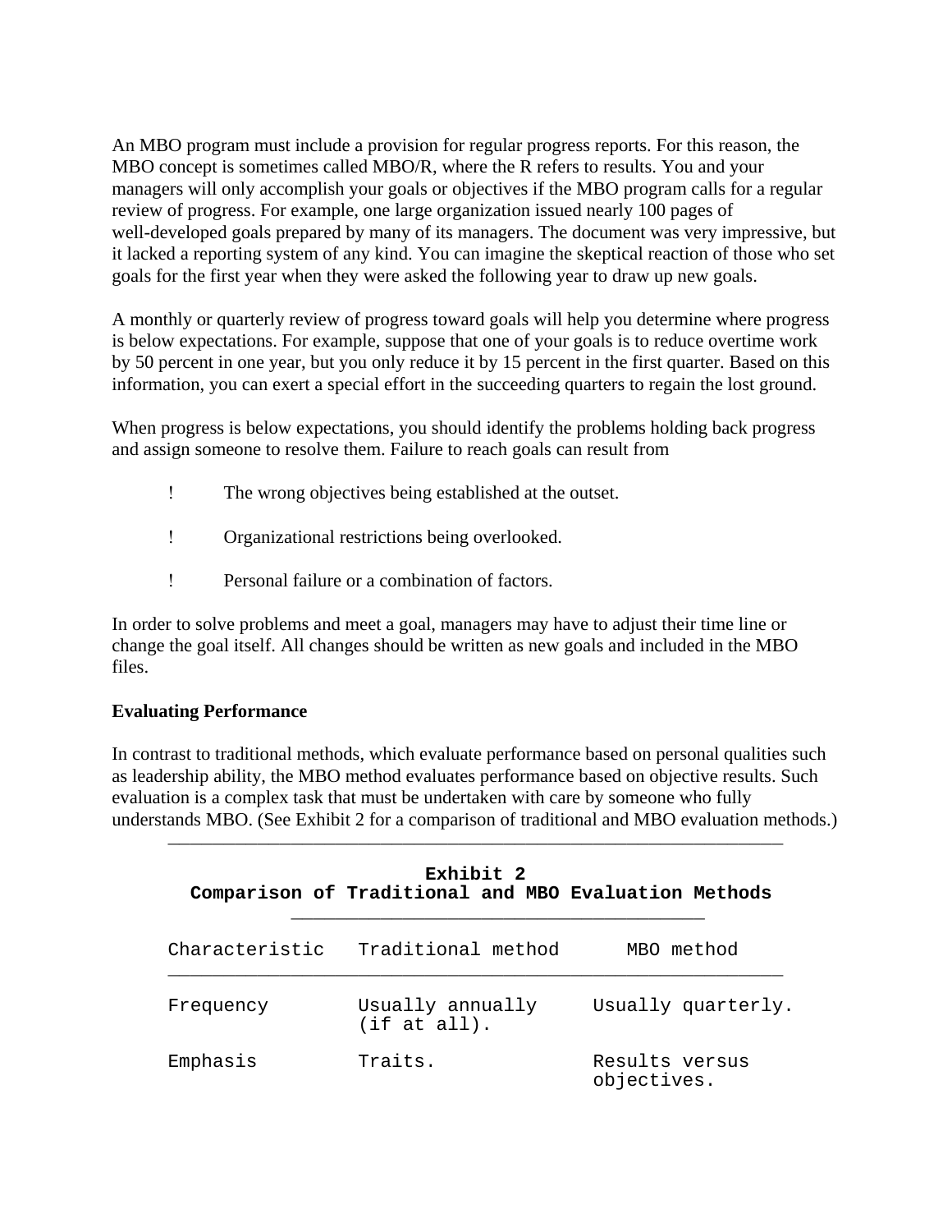An MBO program must include a provision for regular progress reports. For this reason, the MBO concept is sometimes called MBO/R, where the R refers to results. You and your managers will only accomplish your goals or objectives if the MBO program calls for a regular review of progress. For example, one large organization issued nearly 100 pages of well-developed goals prepared by many of its managers. The document was very impressive, but it lacked a reporting system of any kind. You can imagine the skeptical reaction of those who set goals for the first year when they were asked the following year to draw up new goals.

A monthly or quarterly review of progress toward goals will help you determine where progress is below expectations. For example, suppose that one of your goals is to reduce overtime work by 50 percent in one year, but you only reduce it by 15 percent in the first quarter. Based on this information, you can exert a special effort in the succeeding quarters to regain the lost ground.

When progress is below expectations, you should identify the problems holding back progress and assign someone to resolve them. Failure to reach goals can result from

- The wrong objectives being established at the outset.
- Organizational restrictions being overlooked.
- Personal failure or a combination of factors.

In order to solve problems and meet a goal, managers may have to adjust their time line or change the goal itself. All changes should be written as new goals and included in the MBO files.

**Evaluating Performance**

In contrast to traditional methods, which evaluate performance based on personal qualities such as leadership ability, the MBO method evaluates performance based on objective results. Such evaluation is a complex task that must be undertaken with care by someone who fully understands MBO. (See Exhibit 2 for a comparison of traditional and MBO evaluation methods.)

**Exhibit 2**
**Comparison of Traditional and MBO Evaluation Methods**

| Characteristic | Traditional method | MBO method |
| --- | --- | --- |
| Frequency | Usually annually (if at all). | Usually quarterly. |
| Emphasis | Traits. | Results versus objectives. |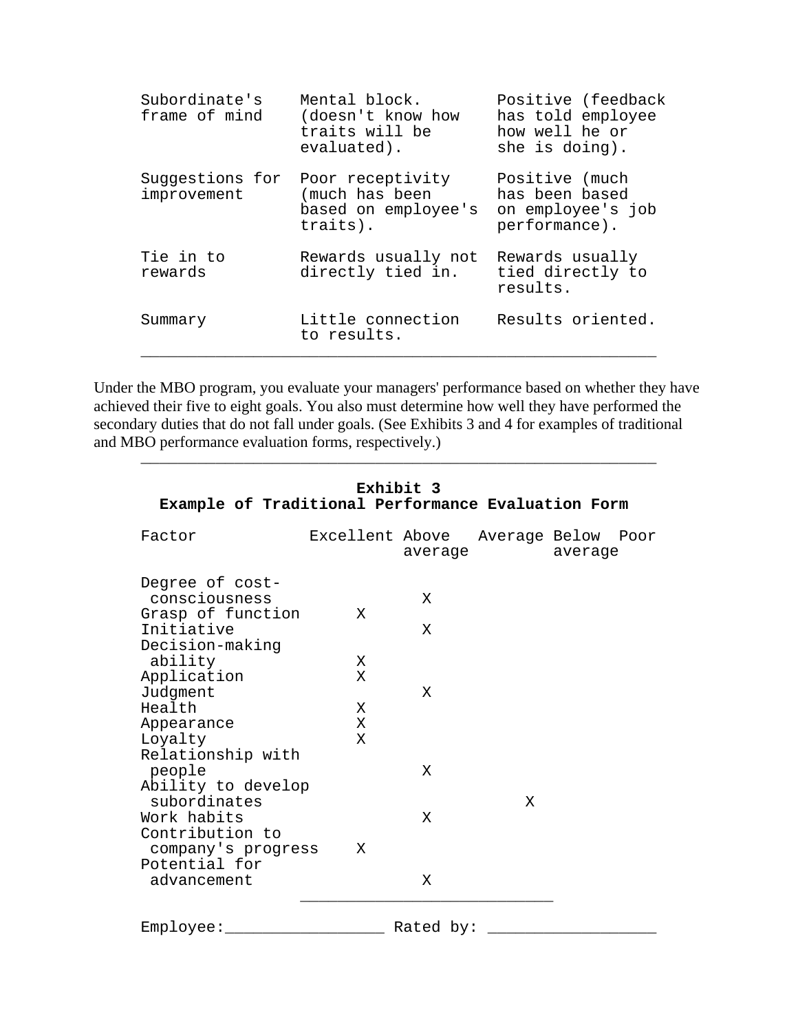| | | |
|---|---|---|
| Subordinate's frame of mind | Mental block. (doesn't know how traits will be evaluated). | Positive (feedback has told employee how well he or she is doing). |
| Suggestions for improvement | Poor receptivity (much has been based on employee's traits). | Positive (much has been based on employee's job performance). |
| Tie in to rewards | Rewards usually not directly tied in. | Rewards usually tied directly to results. |
| Summary | Little connection to results. | Results oriented. |

Under the MBO program, you evaluate your managers' performance based on whether they have achieved their five to eight goals. You also must determine how well they have performed the secondary duties that do not fall under goals. (See Exhibits 3 and 4 for examples of traditional and MBO performance evaluation forms, respectively.)

**Exhibit 3**
**Example of Traditional Performance Evaluation Form**

| Factor | Excellent | Above average | Average | Below average | Poor |
|---|---|---|---|---|---|
| Degree of cost-consciousness | | X | | | |
| Grasp of function | X | | | | |
| Initiative | | X | | | |
| Decision-making ability | X | | | | |
| Application | X | | | | |
| Judgment | | X | | | |
| Health | X | | | | |
| Appearance | X | | | | |
| Loyalty | X | | | | |
| Relationship with people | | X | | | |
| Ability to develop subordinates | | | X | | |
| Work habits | | X | | | |
| Contribution to company's progress | X | | | | |
| Potential for advancement | | X | | | |

Employee:_________________ Rated by: __________________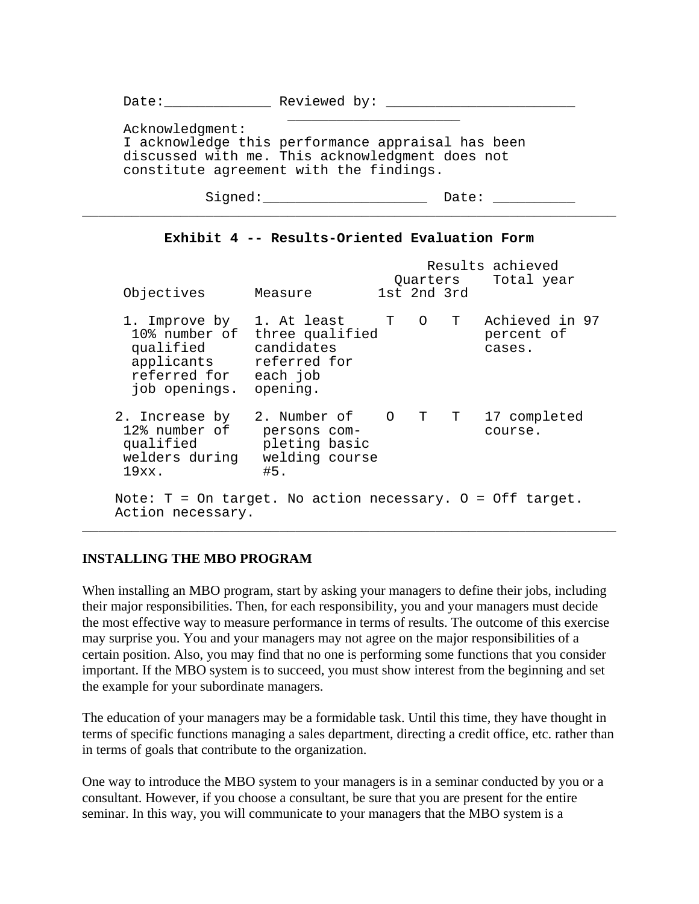Date:_____________ Reviewed by: _______________________
_____________________

Acknowledgment:
I acknowledge this performance appraisal has been discussed with me. This acknowledgment does not constitute agreement with the findings.

Signed:____________________ Date: __________

---

**Exhibit 4 -- Results-Oriented Evaluation Form**

| Objectives | Measure | Quarters 1st | 2nd | 3rd | Results achieved Total year |
|---|---|---|---|---|---|
| 1. Improve by 10% number of qualified applicants referred for job openings. | 1. At least three qualified candidates referred for each job opening. | T | O | T | Achieved in 97 percent of cases. |
| 2. Increase by 12% number of qualified welders during 19xx. | 2. Number of persons completing basic welding course #5. | O | T | T | 17 completed course. |

Note: T = On target. No action necessary. O = Off target. Action necessary.

---

## INSTALLING THE MBO PROGRAM

When installing an MBO program, start by asking your managers to define their jobs, including their major responsibilities. Then, for each responsibility, you and your managers must decide the most effective way to measure performance in terms of results. The outcome of this exercise may surprise you. You and your managers may not agree on the major responsibilities of a certain position. Also, you may find that no one is performing some functions that you consider important. If the MBO system is to succeed, you must show interest from the beginning and set the example for your subordinate managers.

The education of your managers may be a formidable task. Until this time, they have thought in terms of specific functions managing a sales department, directing a credit office, etc. rather than in terms of goals that contribute to the organization.

One way to introduce the MBO system to your managers is in a seminar conducted by you or a consultant. However, if you choose a consultant, be sure that you are present for the entire seminar. In this way, you will communicate to your managers that the MBO system is a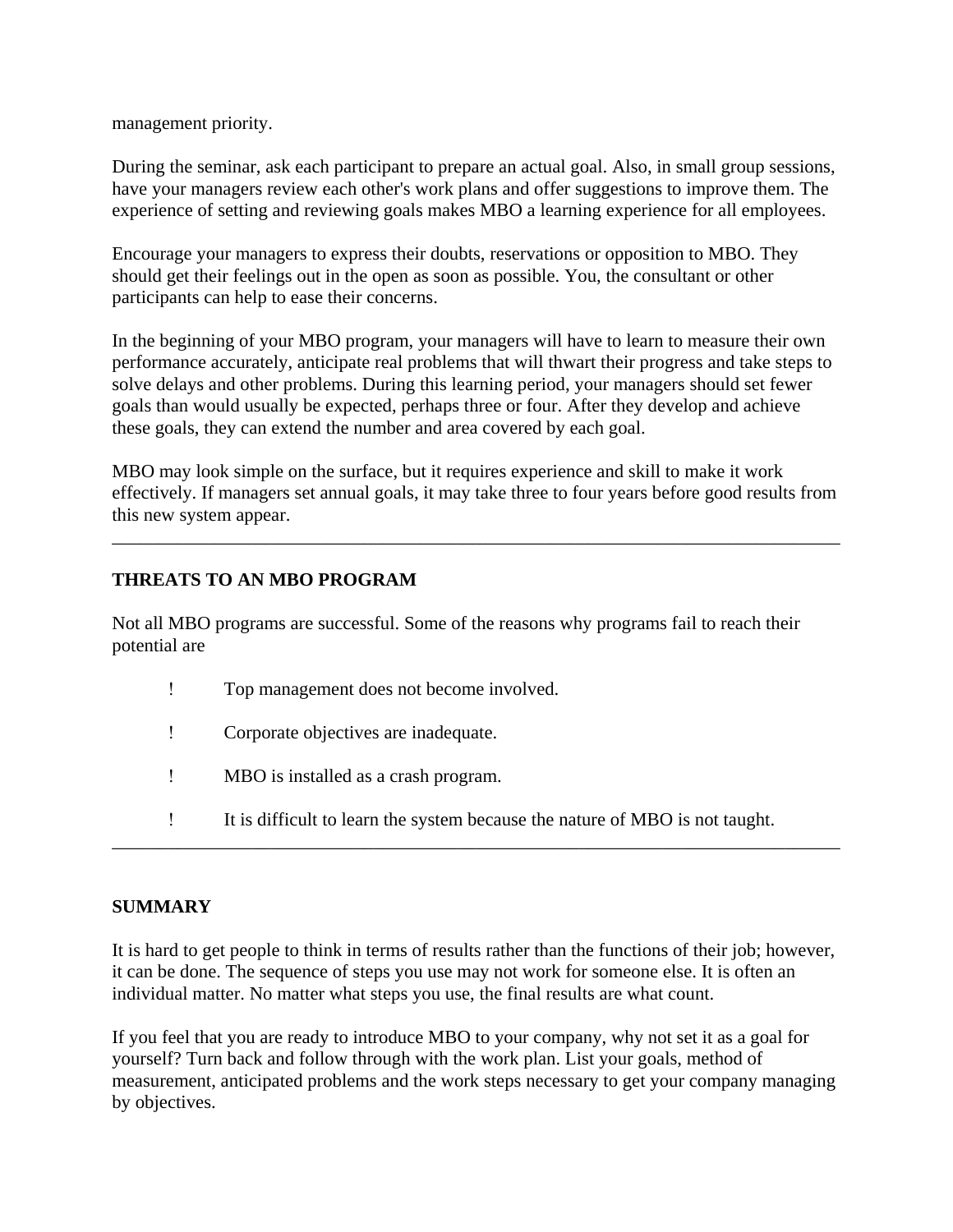management priority.

During the seminar, ask each participant to prepare an actual goal. Also, in small group sessions, have your managers review each other's work plans and offer suggestions to improve them. The experience of setting and reviewing goals makes MBO a learning experience for all employees.

Encourage your managers to express their doubts, reservations or opposition to MBO. They should get their feelings out in the open as soon as possible. You, the consultant or other participants can help to ease their concerns.

In the beginning of your MBO program, your managers will have to learn to measure their own performance accurately, anticipate real problems that will thwart their progress and take steps to solve delays and other problems. During this learning period, your managers should set fewer goals than would usually be expected, perhaps three or four. After they develop and achieve these goals, they can extend the number and area covered by each goal.

MBO may look simple on the surface, but it requires experience and skill to make it work effectively. If managers set annual goals, it may take three to four years before good results from this new system appear.

---

## THREATS TO AN MBO PROGRAM

Not all MBO programs are successful. Some of the reasons why programs fail to reach their potential are

- Top management does not become involved.
- Corporate objectives are inadequate.
- MBO is installed as a crash program.
- It is difficult to learn the system because the nature of MBO is not taught.

---

## SUMMARY

It is hard to get people to think in terms of results rather than the functions of their job; however, it can be done. The sequence of steps you use may not work for someone else. It is often an individual matter. No matter what steps you use, the final results are what count.

If you feel that you are ready to introduce MBO to your company, why not set it as a goal for yourself? Turn back and follow through with the work plan. List your goals, method of measurement, anticipated problems and the work steps necessary to get your company managing by objectives.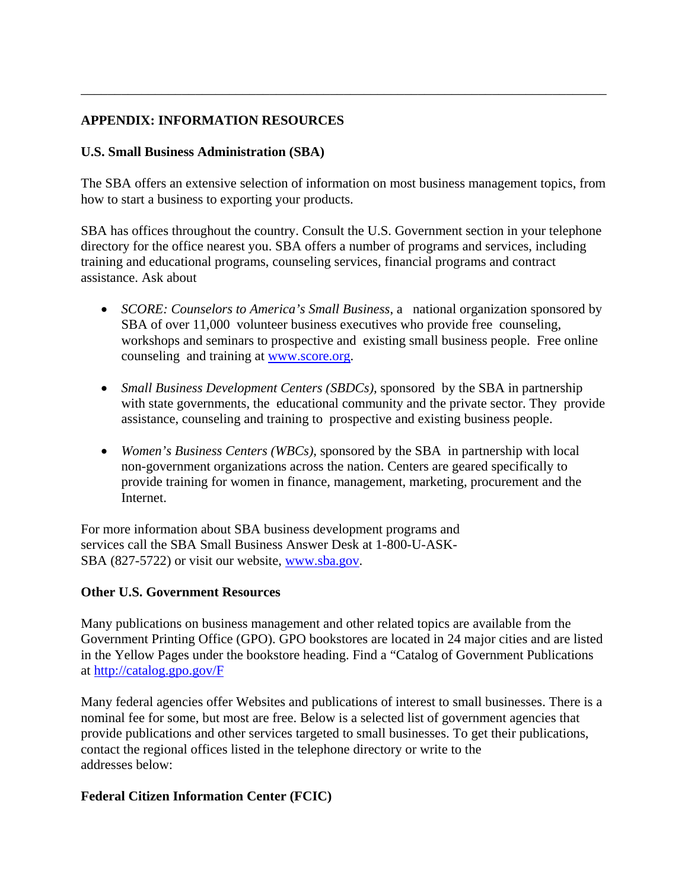## APPENDIX: INFORMATION RESOURCES

### U.S. Small Business Administration (SBA)

The SBA offers an extensive selection of information on most business management topics, from how to start a business to exporting your products.

SBA has offices throughout the country. Consult the U.S. Government section in your telephone directory for the office nearest you. SBA offers a number of programs and services, including training and educational programs, counseling services, financial programs and contract assistance. Ask about

- *SCORE: Counselors to America's Small Business*, a national organization sponsored by SBA of over 11,000 volunteer business executives who provide free counseling, workshops and seminars to prospective and existing small business people. Free online counseling and training at www.score.org.

- *Small Business Development Centers (SBDCs),* sponsored by the SBA in partnership with state governments, the educational community and the private sector. They provide assistance, counseling and training to prospective and existing business people.

- *Women's Business Centers (WBCs),* sponsored by the SBA in partnership with local non-government organizations across the nation. Centers are geared specifically to provide training for women in finance, management, marketing, procurement and the Internet.

For more information about SBA business development programs and services call the SBA Small Business Answer Desk at 1-800-U-ASK-SBA (827-5722) or visit our website, www.sba.gov.

### Other U.S. Government Resources

Many publications on business management and other related topics are available from the Government Printing Office (GPO). GPO bookstores are located in 24 major cities and are listed in the Yellow Pages under the bookstore heading. Find a "Catalog of Government Publications at http://catalog.gpo.gov/F

Many federal agencies offer Websites and publications of interest to small businesses. There is a nominal fee for some, but most are free. Below is a selected list of government agencies that provide publications and other services targeted to small businesses. To get their publications, contact the regional offices listed in the telephone directory or write to the addresses below:

### Federal Citizen Information Center (FCIC)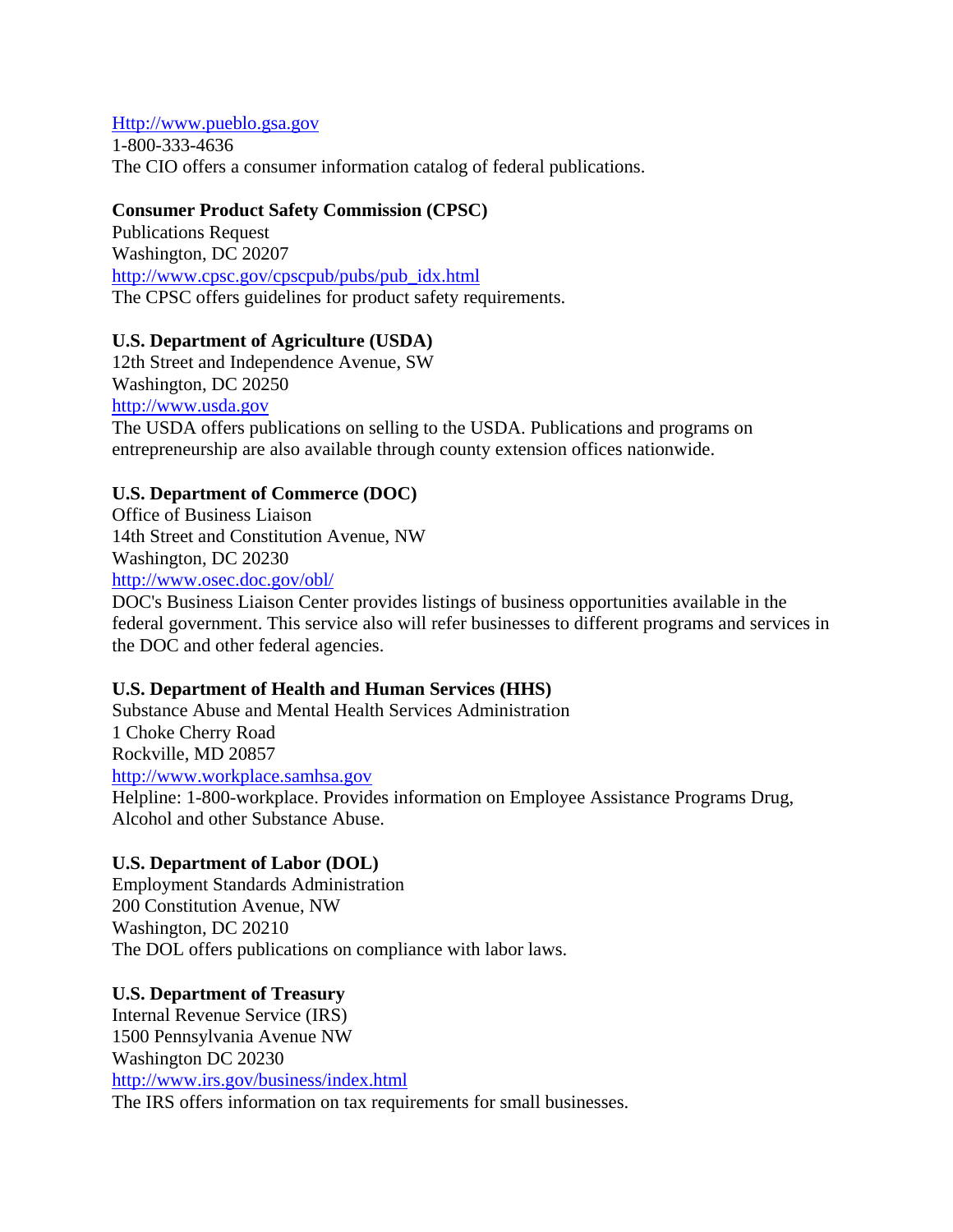Http://www.pueblo.gsa.gov
1-800-333-4636
The CIO offers a consumer information catalog of federal publications.

**Consumer Product Safety Commission (CPSC)**
Publications Request
Washington, DC 20207
http://www.cpsc.gov/cpscpub/pubs/pub_idx.html
The CPSC offers guidelines for product safety requirements.

**U.S. Department of Agriculture (USDA)**
12th Street and Independence Avenue, SW
Washington, DC 20250
http://www.usda.gov
The USDA offers publications on selling to the USDA. Publications and programs on entrepreneurship are also available through county extension offices nationwide.

**U.S. Department of Commerce (DOC)**
Office of Business Liaison
14th Street and Constitution Avenue, NW
Washington, DC 20230
http://www.osec.doc.gov/obl/
DOC's Business Liaison Center provides listings of business opportunities available in the federal government. This service also will refer businesses to different programs and services in the DOC and other federal agencies.

**U.S. Department of Health and Human Services (HHS)**
Substance Abuse and Mental Health Services Administration
1 Choke Cherry Road
Rockville, MD 20857
http://www.workplace.samhsa.gov
Helpline: 1-800-workplace. Provides information on Employee Assistance Programs Drug, Alcohol and other Substance Abuse.

**U.S. Department of Labor (DOL)**
Employment Standards Administration
200 Constitution Avenue, NW
Washington, DC 20210
The DOL offers publications on compliance with labor laws.

**U.S. Department of Treasury**
Internal Revenue Service (IRS)
1500 Pennsylvania Avenue NW
Washington DC 20230
http://www.irs.gov/business/index.html
The IRS offers information on tax requirements for small businesses.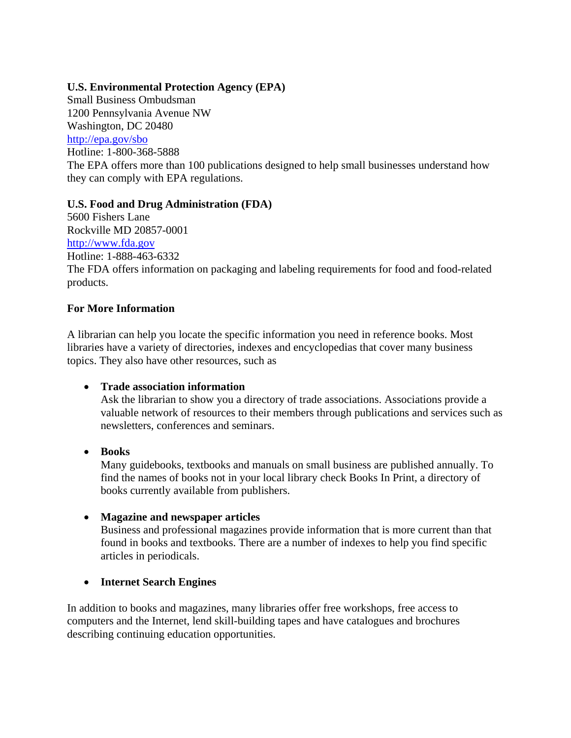**U.S. Environmental Protection Agency (EPA)**
Small Business Ombudsman
1200 Pennsylvania Avenue NW
Washington, DC 20480
http://epa.gov/sbo
Hotline: 1-800-368-5888
The EPA offers more than 100 publications designed to help small businesses understand how they can comply with EPA regulations.

**U.S. Food and Drug Administration (FDA)**
5600 Fishers Lane
Rockville MD 20857-0001
http://www.fda.gov
Hotline: 1-888-463-6332
The FDA offers information on packaging and labeling requirements for food and food-related products.

**For More Information**

A librarian can help you locate the specific information you need in reference books. Most libraries have a variety of directories, indexes and encyclopedias that cover many business topics. They also have other resources, such as

- **Trade association information**
  Ask the librarian to show you a directory of trade associations. Associations provide a valuable network of resources to their members through publications and services such as newsletters, conferences and seminars.

- **Books**
  Many guidebooks, textbooks and manuals on small business are published annually. To find the names of books not in your local library check Books In Print, a directory of books currently available from publishers.

- **Magazine and newspaper articles**
  Business and professional magazines provide information that is more current than that found in books and textbooks. There are a number of indexes to help you find specific articles in periodicals.

- **Internet Search Engines**

In addition to books and magazines, many libraries offer free workshops, free access to computers and the Internet, lend skill-building tapes and have catalogues and brochures describing continuing education opportunities.